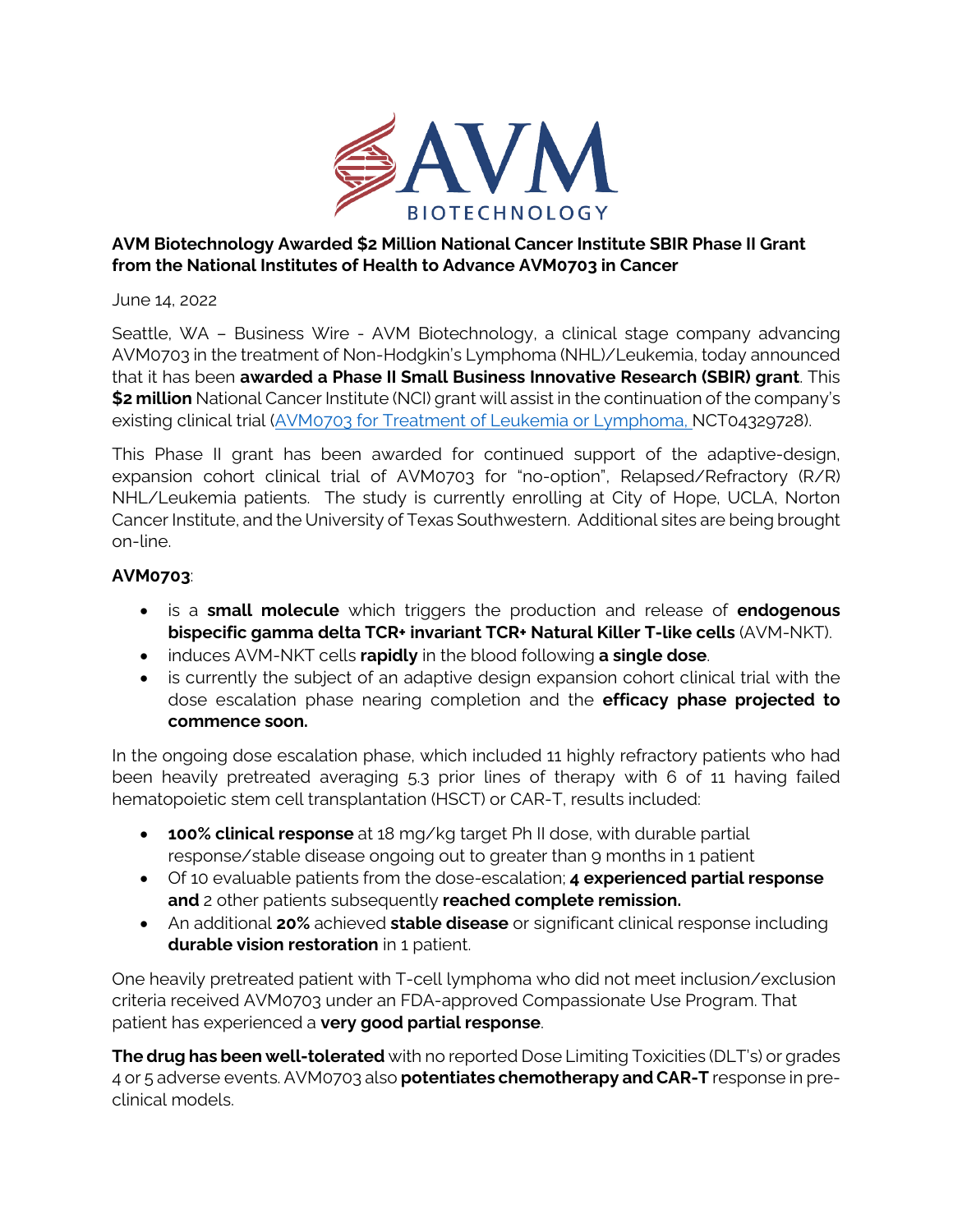**AVM Biotechnology Awarded $2 Million National Cancer Institute SBIR Phase II Grant from the National Institutes of Health to Advance AVM0703 in Cancer**

June 14, 2022

Seattle, WA – Business Wire - AVM Biotechnology, a clinical stage company advancing AVM0703 in the treatment of Non-Hodgkin's Lymphoma (NHL)/Leukemia, today announced that it has been **awarded a Phase II Small Business Innovative Research (SBIR) grant**. This **$2 million** National Cancer Institute (NCI) grant will assist in the continuation of the company's existing clinical trial (AVM0703 for Treatment of Leukemia or Lymphoma, NCT04329728).

This Phase II grant has been awarded for continued support of the adaptive-design, expansion cohort clinical trial of AVM0703 for "no-option", Relapsed/Refractory (R/R) NHL/Leukemia patients. The study is currently enrolling at City of Hope, UCLA, Norton Cancer Institute, and the University of Texas Southwestern. Additional sites are being brought on-line.

**AVM0703**:

- is a **small molecule** which triggers the production and release of **endogenous bispecific gamma delta TCR+ invariant TCR+ Natural Killer T-like cells** (AVM-NKT).
- induces AVM-NKT cells **rapidly** in the blood following **a single dose**.
- is currently the subject of an adaptive design expansion cohort clinical trial with the dose escalation phase nearing completion and the **efficacy phase projected to commence soon.**

In the ongoing dose escalation phase, which included 11 highly refractory patients who had been heavily pretreated averaging 5.3 prior lines of therapy with 6 of 11 having failed hematopoietic stem cell transplantation (HSCT) or CAR-T, results included:

- **100% clinical response** at 18 mg/kg target Ph II dose, with durable partial response/stable disease ongoing out to greater than 9 months in 1 patient
- Of 10 evaluable patients from the dose-escalation; **4 experienced partial response and** 2 other patients subsequently **reached complete remission.**
- An additional **20%** achieved **stable disease** or significant clinical response including **durable vision restoration** in 1 patient.

One heavily pretreated patient with T-cell lymphoma who did not meet inclusion/exclusion criteria received AVM0703 under an FDA-approved Compassionate Use Program. That patient has experienced a **very good partial response**.

**The drug has been well-tolerated** with no reported Dose Limiting Toxicities (DLT's) or grades 4 or 5 adverse events. AVM0703 also **potentiates chemotherapy and CAR-T** response in pre-clinical models.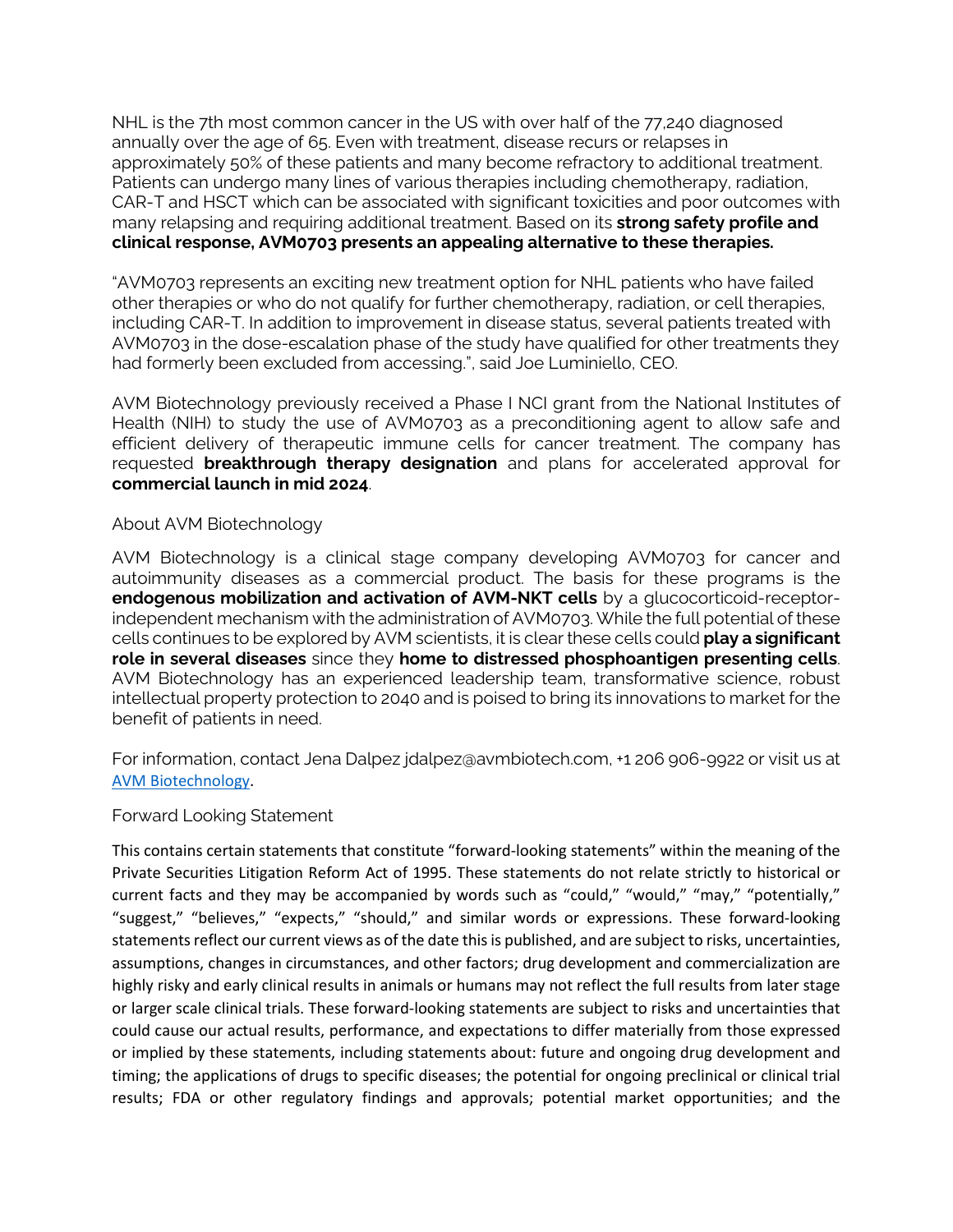NHL is the 7th most common cancer in the US with over half of the 77,240 diagnosed annually over the age of 65. Even with treatment, disease recurs or relapses in approximately 50% of these patients and many become refractory to additional treatment. Patients can undergo many lines of various therapies including chemotherapy, radiation, CAR-T and HSCT which can be associated with significant toxicities and poor outcomes with many relapsing and requiring additional treatment. Based on its **strong safety profile and clinical response, AVM0703 presents an appealing alternative to these therapies.**

"AVM0703 represents an exciting new treatment option for NHL patients who have failed other therapies or who do not qualify for further chemotherapy, radiation, or cell therapies, including CAR-T. In addition to improvement in disease status, several patients treated with AVM0703 in the dose-escalation phase of the study have qualified for other treatments they had formerly been excluded from accessing.", said Joe Luminiello, CEO.

AVM Biotechnology previously received a Phase I NCI grant from the National Institutes of Health (NIH) to study the use of AVM0703 as a preconditioning agent to allow safe and efficient delivery of therapeutic immune cells for cancer treatment. The company has requested **breakthrough therapy designation** and plans for accelerated approval for **commercial launch in mid 2024**.

## About AVM Biotechnology

AVM Biotechnology is a clinical stage company developing AVM0703 for cancer and autoimmunity diseases as a commercial product. The basis for these programs is the **endogenous mobilization and activation of AVM-NKT cells** by a glucocorticoid-receptor-independent mechanism with the administration of AVM0703. While the full potential of these cells continues to be explored by AVM scientists, it is clear these cells could **play a significant role in several diseases** since they **home to distressed phosphoantigen presenting cells**. AVM Biotechnology has an experienced leadership team, transformative science, robust intellectual property protection to 2040 and is poised to bring its innovations to market for the benefit of patients in need.

For information, contact Jena Dalpez jdalpez@avmbiotech.com, +1 206 906-9922 or visit us at AVM Biotechnology.

## Forward Looking Statement

This contains certain statements that constitute "forward-looking statements" within the meaning of the Private Securities Litigation Reform Act of 1995. These statements do not relate strictly to historical or current facts and they may be accompanied by words such as "could," "would," "may," "potentially," "suggest," "believes," "expects," "should," and similar words or expressions. These forward-looking statements reflect our current views as of the date this is published, and are subject to risks, uncertainties, assumptions, changes in circumstances, and other factors; drug development and commercialization are highly risky and early clinical results in animals or humans may not reflect the full results from later stage or larger scale clinical trials. These forward-looking statements are subject to risks and uncertainties that could cause our actual results, performance, and expectations to differ materially from those expressed or implied by these statements, including statements about: future and ongoing drug development and timing; the applications of drugs to specific diseases; the potential for ongoing preclinical or clinical trial results; FDA or other regulatory findings and approvals; potential market opportunities; and the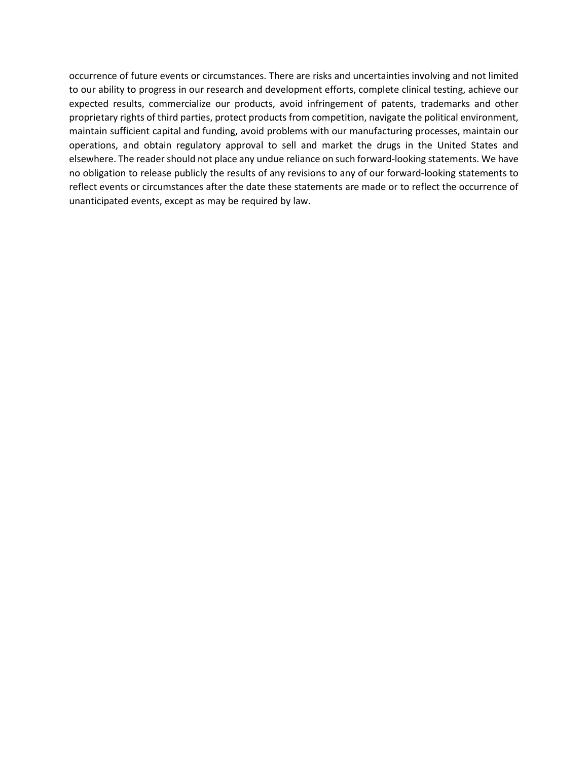occurrence of future events or circumstances. There are risks and uncertainties involving and not limited to our ability to progress in our research and development efforts, complete clinical testing, achieve our expected results, commercialize our products, avoid infringement of patents, trademarks and other proprietary rights of third parties, protect products from competition, navigate the political environment, maintain sufficient capital and funding, avoid problems with our manufacturing processes, maintain our operations, and obtain regulatory approval to sell and market the drugs in the United States and elsewhere. The reader should not place any undue reliance on such forward-looking statements. We have no obligation to release publicly the results of any revisions to any of our forward-looking statements to reflect events or circumstances after the date these statements are made or to reflect the occurrence of unanticipated events, except as may be required by law.